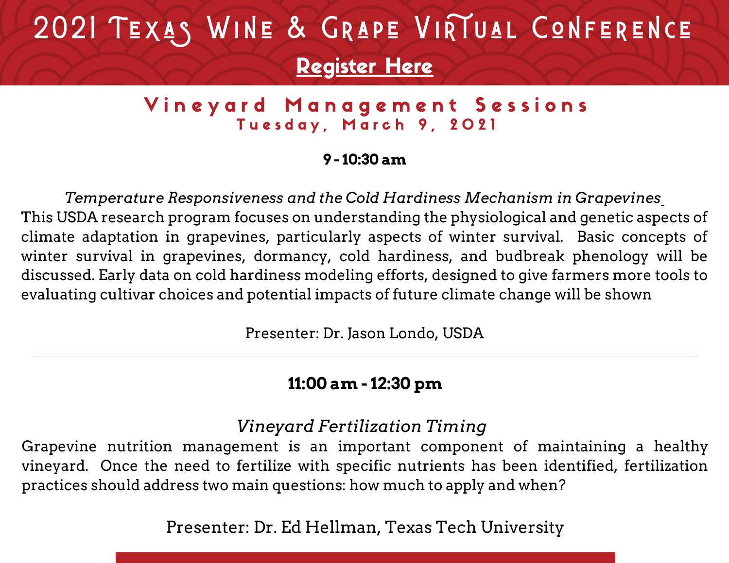# 2021 Texas Wine & Grape Virtual Conference

**Register Here**

## Vineyard Management Sessions

### Tuesday, March 9, 2021

**9 - 10:30 am**

*Temperature Responsiveness and the Cold Hardiness Mechanism in Grapevines*

This USDA research program focuses on understanding the physiological and genetic aspects of climate adaptation in grapevines, particularly aspects of winter survival. Basic concepts of winter survival in grapevines, dormancy, cold hardiness, and budbreak phenology will be discussed. Early data on cold hardiness modeling efforts, designed to give farmers more tools to evaluating cultivar choices and potential impacts of future climate change will be shown

Presenter: Dr. Jason Londo, USDA

---

**11:00 am - 12:30 pm**

*Vineyard Fertilization Timing*

Grapevine nutrition management is an important component of maintaining a healthy vineyard. Once the need to fertilize with specific nutrients has been identified, fertilization practices should address two main questions: how much to apply and when?

Presenter: Dr. Ed Hellman, Texas Tech University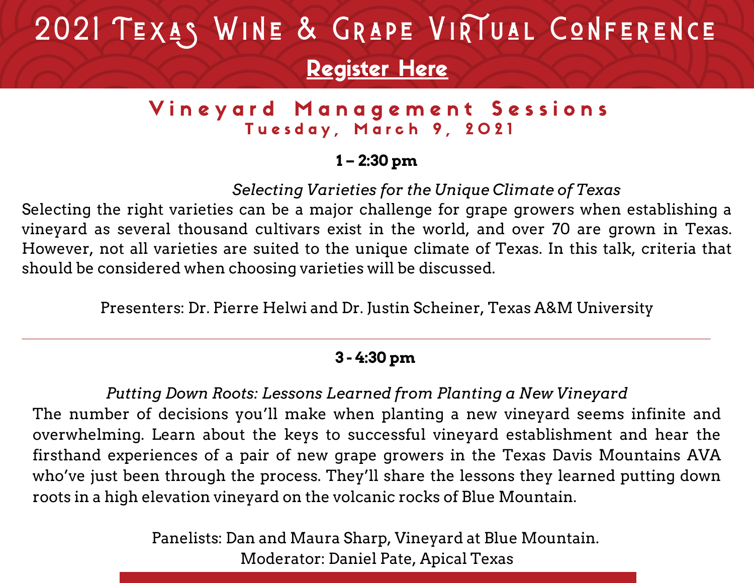# 2021 Texas Wine & Grape Virtual Conference

**Register Here**

## Vineyard Management Sessions

### Tuesday, March 9, 2021

**1 – 2:30 pm**

*Selecting Varieties for the Unique Climate of Texas*

Selecting the right varieties can be a major challenge for grape growers when establishing a vineyard as several thousand cultivars exist in the world, and over 70 are grown in Texas. However, not all varieties are suited to the unique climate of Texas. In this talk, criteria that should be considered when choosing varieties will be discussed.

Presenters: Dr. Pierre Helwi and Dr. Justin Scheiner, Texas A&M University

---

**3 - 4:30 pm**

*Putting Down Roots: Lessons Learned from Planting a New Vineyard*

The number of decisions you'll make when planting a new vineyard seems infinite and overwhelming. Learn about the keys to successful vineyard establishment and hear the firsthand experiences of a pair of new grape growers in the Texas Davis Mountains AVA who've just been through the process. They'll share the lessons they learned putting down roots in a high elevation vineyard on the volcanic rocks of Blue Mountain.

Panelists: Dan and Maura Sharp, Vineyard at Blue Mountain.
Moderator: Daniel Pate, Apical Texas